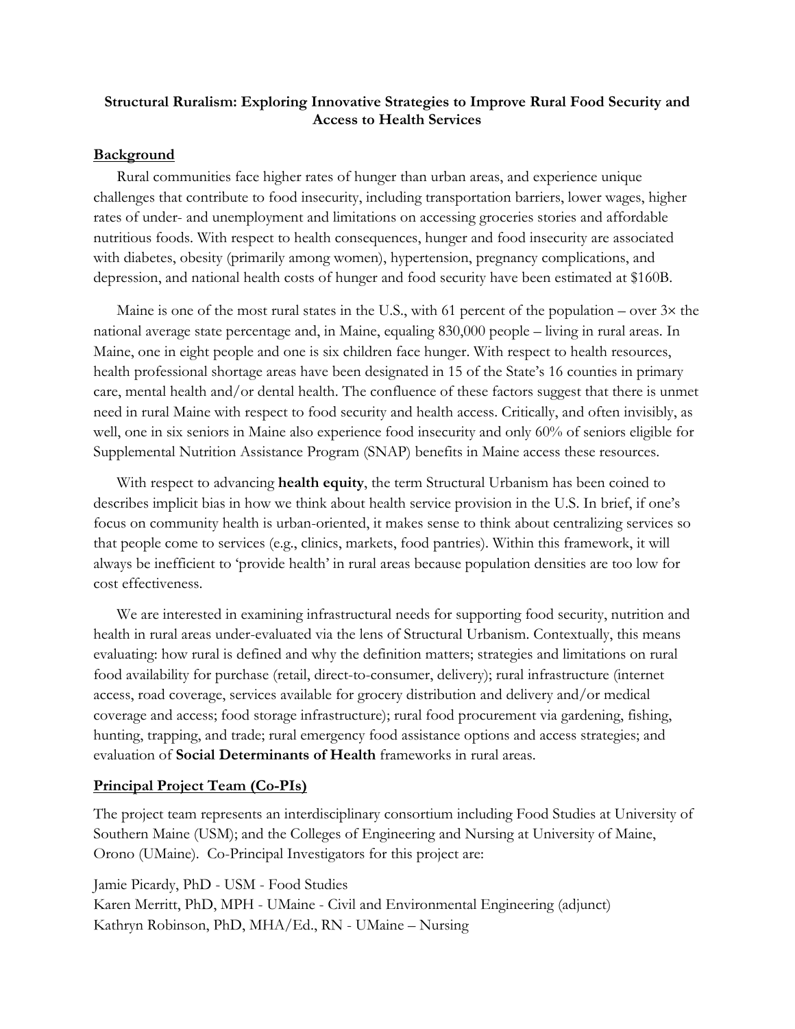**Structural Ruralism: Exploring Innovative Strategies to Improve Rural Food Security and Access to Health Services**

## Background

Rural communities face higher rates of hunger than urban areas, and experience unique challenges that contribute to food insecurity, including transportation barriers, lower wages, higher rates of under- and unemployment and limitations on accessing groceries stories and affordable nutritious foods. With respect to health consequences, hunger and food insecurity are associated with diabetes, obesity (primarily among women), hypertension, pregnancy complications, and depression, and national health costs of hunger and food security have been estimated at $160B.

Maine is one of the most rural states in the U.S., with 61 percent of the population – over 3× the national average state percentage and, in Maine, equaling 830,000 people – living in rural areas. In Maine, one in eight people and one is six children face hunger. With respect to health resources, health professional shortage areas have been designated in 15 of the State's 16 counties in primary care, mental health and/or dental health. The confluence of these factors suggest that there is unmet need in rural Maine with respect to food security and health access. Critically, and often invisibly, as well, one in six seniors in Maine also experience food insecurity and only 60% of seniors eligible for Supplemental Nutrition Assistance Program (SNAP) benefits in Maine access these resources.

With respect to advancing **health equity**, the term Structural Urbanism has been coined to describes implicit bias in how we think about health service provision in the U.S. In brief, if one's focus on community health is urban-oriented, it makes sense to think about centralizing services so that people come to services (e.g., clinics, markets, food pantries). Within this framework, it will always be inefficient to 'provide health' in rural areas because population densities are too low for cost effectiveness.

We are interested in examining infrastructural needs for supporting food security, nutrition and health in rural areas under-evaluated via the lens of Structural Urbanism. Contextually, this means evaluating: how rural is defined and why the definition matters; strategies and limitations on rural food availability for purchase (retail, direct-to-consumer, delivery); rural infrastructure (internet access, road coverage, services available for grocery distribution and delivery and/or medical coverage and access; food storage infrastructure); rural food procurement via gardening, fishing, hunting, trapping, and trade; rural emergency food assistance options and access strategies; and evaluation of **Social Determinants of Health** frameworks in rural areas.

## Principal Project Team (Co-PIs)

The project team represents an interdisciplinary consortium including Food Studies at University of Southern Maine (USM); and the Colleges of Engineering and Nursing at University of Maine, Orono (UMaine). Co-Principal Investigators for this project are:

Jamie Picardy, PhD - USM - Food Studies
Karen Merritt, PhD, MPH - UMaine - Civil and Environmental Engineering (adjunct)
Kathryn Robinson, PhD, MHA/Ed., RN - UMaine – Nursing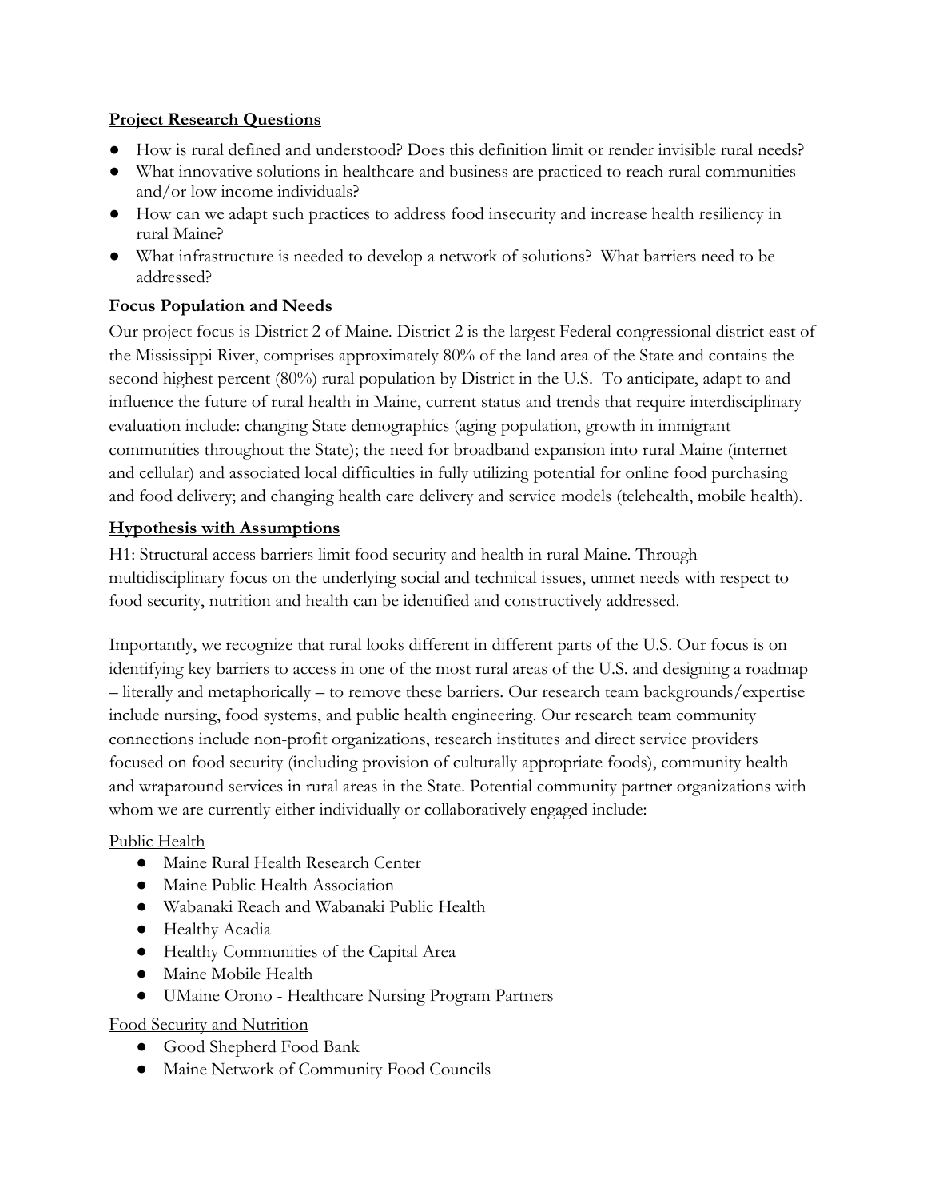**Project Research Questions**

- How is rural defined and understood? Does this definition limit or render invisible rural needs?
- What innovative solutions in healthcare and business are practiced to reach rural communities and/or low income individuals?
- How can we adapt such practices to address food insecurity and increase health resiliency in rural Maine?
- What infrastructure is needed to develop a network of solutions? What barriers need to be addressed?

**Focus Population and Needs**

Our project focus is District 2 of Maine. District 2 is the largest Federal congressional district east of the Mississippi River, comprises approximately 80% of the land area of the State and contains the second highest percent (80%) rural population by District in the U.S. To anticipate, adapt to and influence the future of rural health in Maine, current status and trends that require interdisciplinary evaluation include: changing State demographics (aging population, growth in immigrant communities throughout the State); the need for broadband expansion into rural Maine (internet and cellular) and associated local difficulties in fully utilizing potential for online food purchasing and food delivery; and changing health care delivery and service models (telehealth, mobile health).

**Hypothesis with Assumptions**

H1: Structural access barriers limit food security and health in rural Maine. Through multidisciplinary focus on the underlying social and technical issues, unmet needs with respect to food security, nutrition and health can be identified and constructively addressed.

Importantly, we recognize that rural looks different in different parts of the U.S. Our focus is on identifying key barriers to access in one of the most rural areas of the U.S. and designing a roadmap – literally and metaphorically – to remove these barriers. Our research team backgrounds/expertise include nursing, food systems, and public health engineering. Our research team community connections include non-profit organizations, research institutes and direct service providers focused on food security (including provision of culturally appropriate foods), community health and wraparound services in rural areas in the State. Potential community partner organizations with whom we are currently either individually or collaboratively engaged include:

Public Health

- Maine Rural Health Research Center
- Maine Public Health Association
- Wabanaki Reach and Wabanaki Public Health
- Healthy Acadia
- Healthy Communities of the Capital Area
- Maine Mobile Health
- UMaine Orono - Healthcare Nursing Program Partners

Food Security and Nutrition

- Good Shepherd Food Bank
- Maine Network of Community Food Councils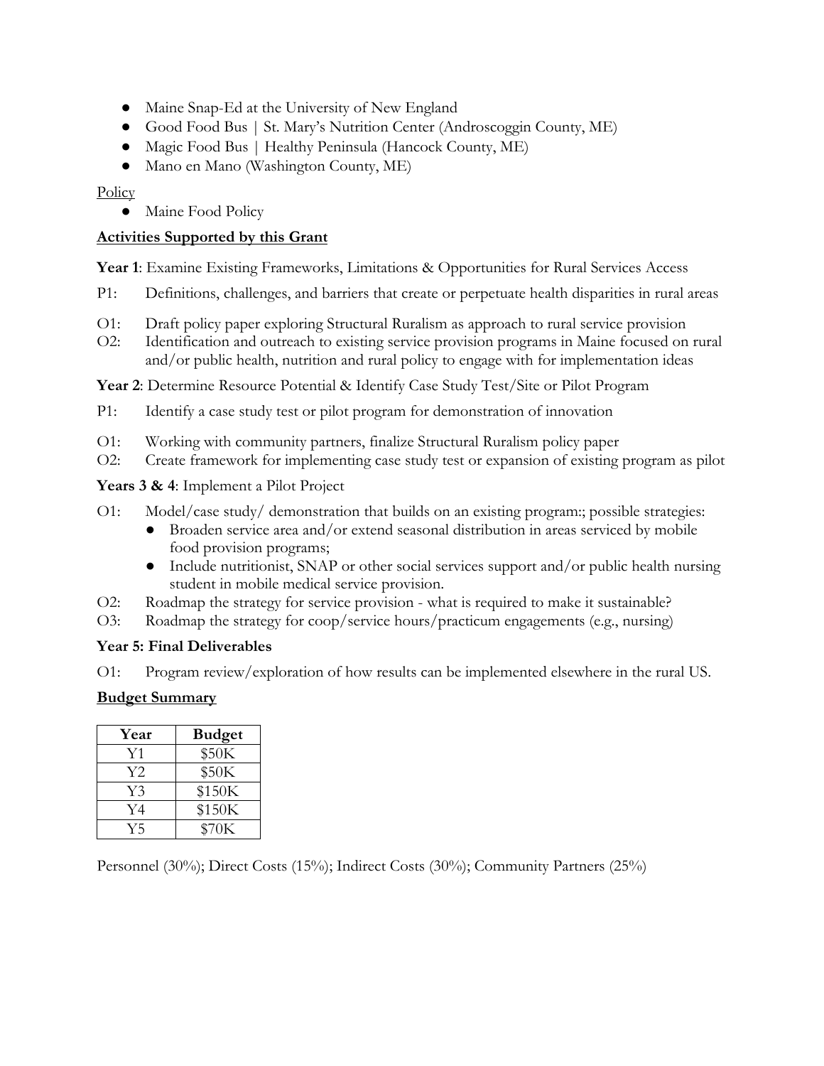- Maine Snap-Ed at the University of New England
- Good Food Bus | St. Mary's Nutrition Center (Androscoggin County, ME)
- Magic Food Bus | Healthy Peninsula (Hancock County, ME)
- Mano en Mano (Washington County, ME)

Policy

- Maine Food Policy

**Activities Supported by this Grant**

**Year 1**: Examine Existing Frameworks, Limitations & Opportunities for Rural Services Access

P1: Definitions, challenges, and barriers that create or perpetuate health disparities in rural areas

O1: Draft policy paper exploring Structural Ruralism as approach to rural service provision
O2: Identification and outreach to existing service provision programs in Maine focused on rural and/or public health, nutrition and rural policy to engage with for implementation ideas

**Year 2**: Determine Resource Potential & Identify Case Study Test/Site or Pilot Program

P1: Identify a case study test or pilot program for demonstration of innovation

O1: Working with community partners, finalize Structural Ruralism policy paper
O2: Create framework for implementing case study test or expansion of existing program as pilot

**Years 3 & 4**: Implement a Pilot Project

O1: Model/case study/ demonstration that builds on an existing program:; possible strategies:
- Broaden service area and/or extend seasonal distribution in areas serviced by mobile food provision programs;
- Include nutritionist, SNAP or other social services support and/or public health nursing student in mobile medical service provision.

O2: Roadmap the strategy for service provision - what is required to make it sustainable?
O3: Roadmap the strategy for coop/service hours/practicum engagements (e.g., nursing)

**Year 5: Final Deliverables**

O1: Program review/exploration of how results can be implemented elsewhere in the rural US.

**Budget Summary**

| Year | Budget |
|---|---|
| Y1 | $50K |
| Y2 | $50K |
| Y3 | $150K |
| Y4 | $150K |
| Y5 | $70K |

Personnel (30%); Direct Costs (15%); Indirect Costs (30%); Community Partners (25%)